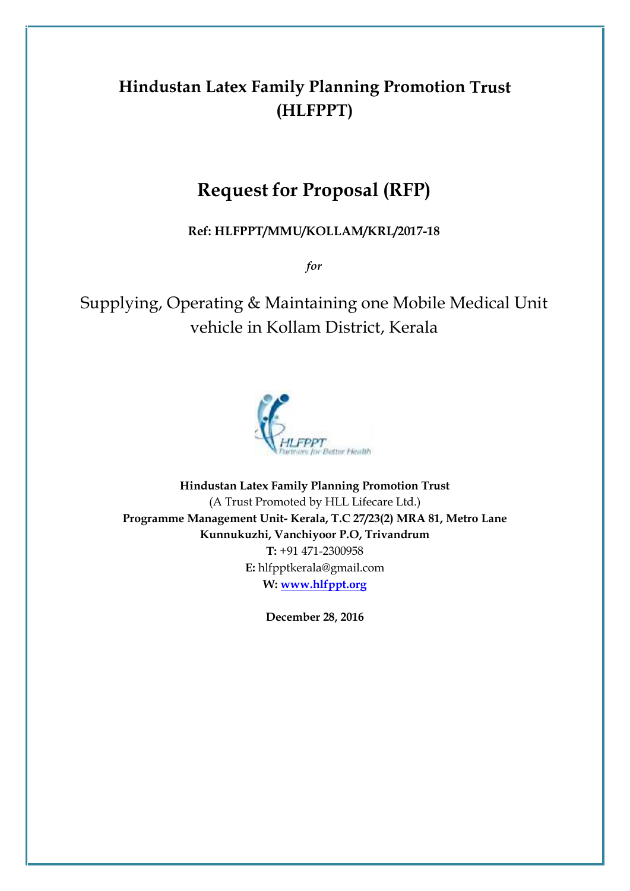# Hindustan Latex Family Planning Promotion Trust (HLFPPT)

# Request for Proposal (RFP)

**Ref: HLFPPT/MMU/KOLLAM/KRL/2017-18**

*for*

## Supplying, Operating & Maintaining one Mobile Medical Unit vehicle in Kollam District, Kerala

**Hindustan Latex Family Planning Promotion Trust**
(A Trust Promoted by HLL Lifecare Ltd.)
**Programme Management Unit- Kerala, T.C 27/23(2) MRA 81, Metro Lane**
**Kunnukuzhi, Vanchiyoor P.O, Trivandrum**
**T:** +91 471-2300958
**E:** hlfpptkerala@gmail.com
**W:** **www.hlfppt.org**

**December 28, 2016**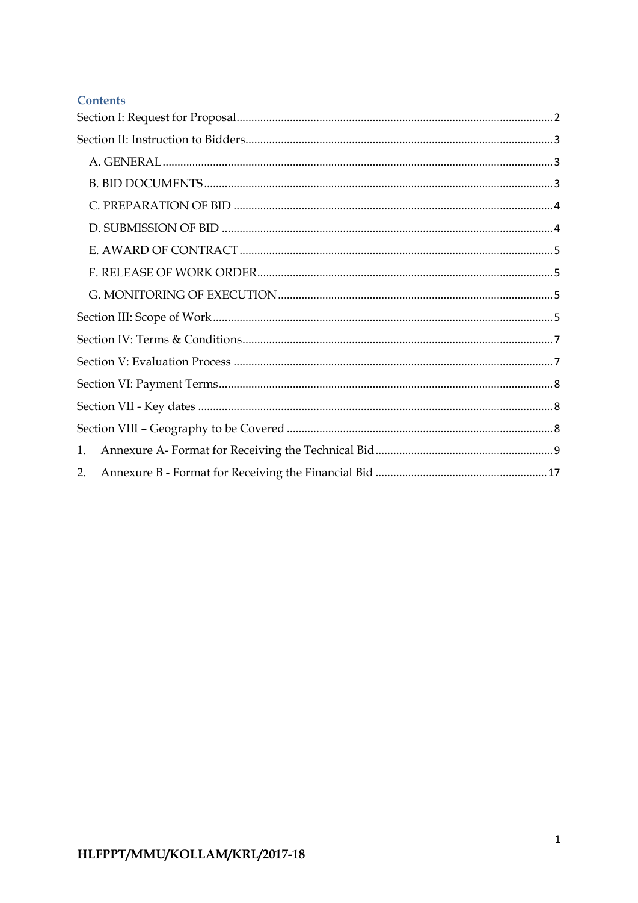## Contents

Section I: Request for Proposal .......... 2

Section II: Instruction to Bidders .......... 3

- A. GENERAL .......... 3
- B. BID DOCUMENTS .......... 3
- C. PREPARATION OF BID .......... 4
- D. SUBMISSION OF BID .......... 4
- E. AWARD OF CONTRACT .......... 5
- F. RELEASE OF WORK ORDER .......... 5
- G. MONITORING OF EXECUTION .......... 5

Section III: Scope of Work .......... 5

Section IV: Terms & Conditions .......... 7

Section V: Evaluation Process .......... 7

Section VI: Payment Terms .......... 8

Section VII - Key dates .......... 8

Section VIII – Geography to be Covered .......... 8

1. Annexure A- Format for Receiving the Technical Bid .......... 9
2. Annexure B - Format for Receiving the Financial Bid .......... 17

HLFPPT/MMU/KOLLAM/KRL/2017-18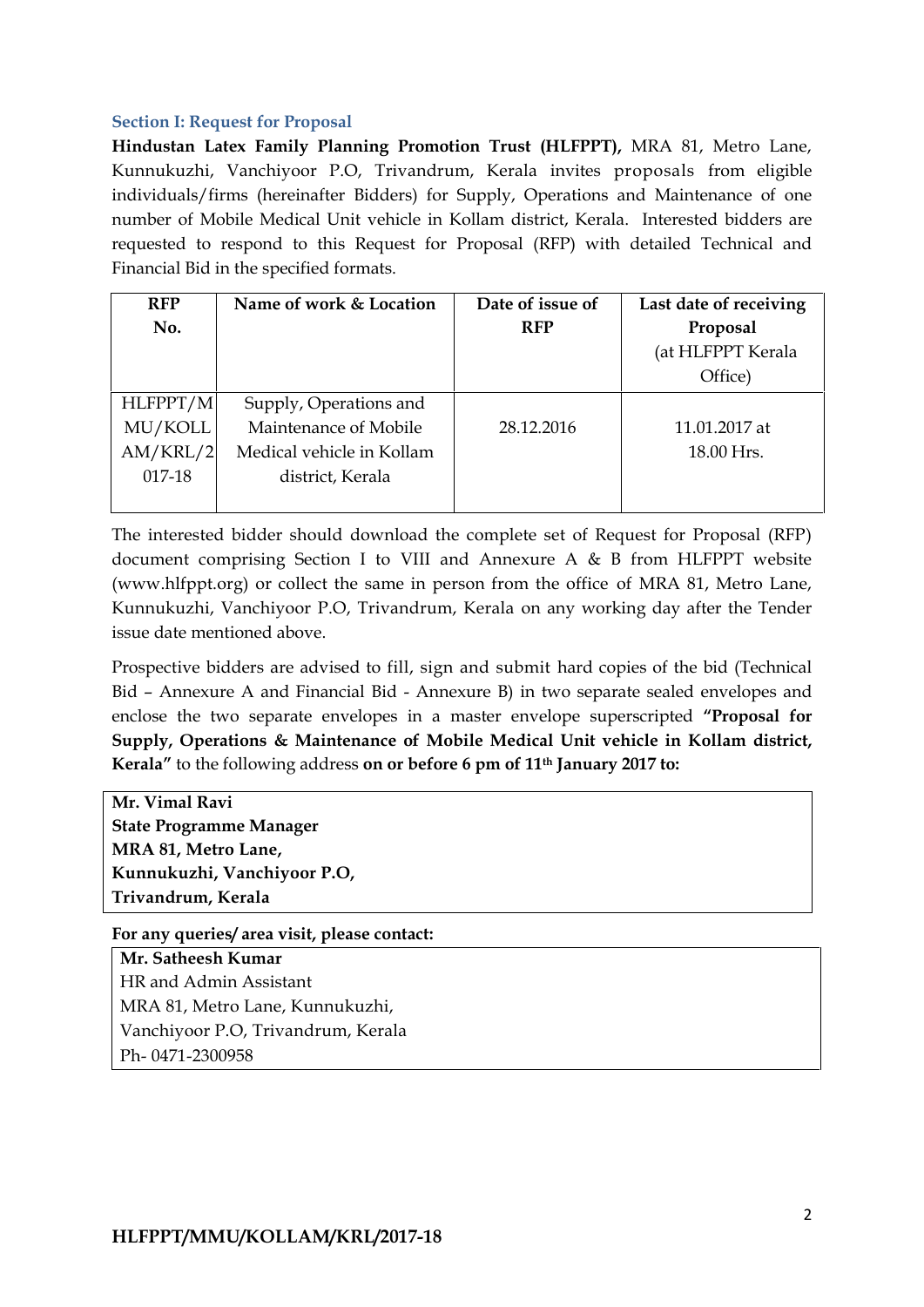### Section I: Request for Proposal

**Hindustan Latex Family Planning Promotion Trust (HLFPPT),** MRA 81, Metro Lane, Kunnukuzhi, Vanchiyoor P.O, Trivandrum, Kerala invites proposals from eligible individuals/firms (hereinafter Bidders) for Supply, Operations and Maintenance of one number of Mobile Medical Unit vehicle in Kollam district, Kerala. Interested bidders are requested to respond to this Request for Proposal (RFP) with detailed Technical and Financial Bid in the specified formats.

| RFP No. | Name of work & Location | Date of issue of RFP | Last date of receiving Proposal (at HLFPPT Kerala Office) |
|---|---|---|---|
| HLFPPT/MMU/KOLLAM/KRL/2017-18 | Supply, Operations and Maintenance of Mobile Medical vehicle in Kollam district, Kerala | 28.12.2016 | 11.01.2017 at 18.00 Hrs. |

The interested bidder should download the complete set of Request for Proposal (RFP) document comprising Section I to VIII and Annexure A & B from HLFPPT website (www.hlfppt.org) or collect the same in person from the office of MRA 81, Metro Lane, Kunnukuzhi, Vanchiyoor P.O, Trivandrum, Kerala on any working day after the Tender issue date mentioned above.

Prospective bidders are advised to fill, sign and submit hard copies of the bid (Technical Bid – Annexure A and Financial Bid - Annexure B) in two separate sealed envelopes and enclose the two separate envelopes in a master envelope superscripted **"Proposal for Supply, Operations & Maintenance of Mobile Medical Unit vehicle in Kollam district, Kerala"** to the following address **on or before 6 pm of 11th January 2017 to:**

**Mr. Vimal Ravi**
**State Programme Manager**
**MRA 81, Metro Lane,**
**Kunnukuzhi, Vanchiyoor P.O,**
**Trivandrum, Kerala**

**For any queries/ area visit, please contact:**

**Mr. Satheesh Kumar**
HR and Admin Assistant
MRA 81, Metro Lane, Kunnukuzhi,
Vanchiyoor P.O, Trivandrum, Kerala
Ph- 0471-2300958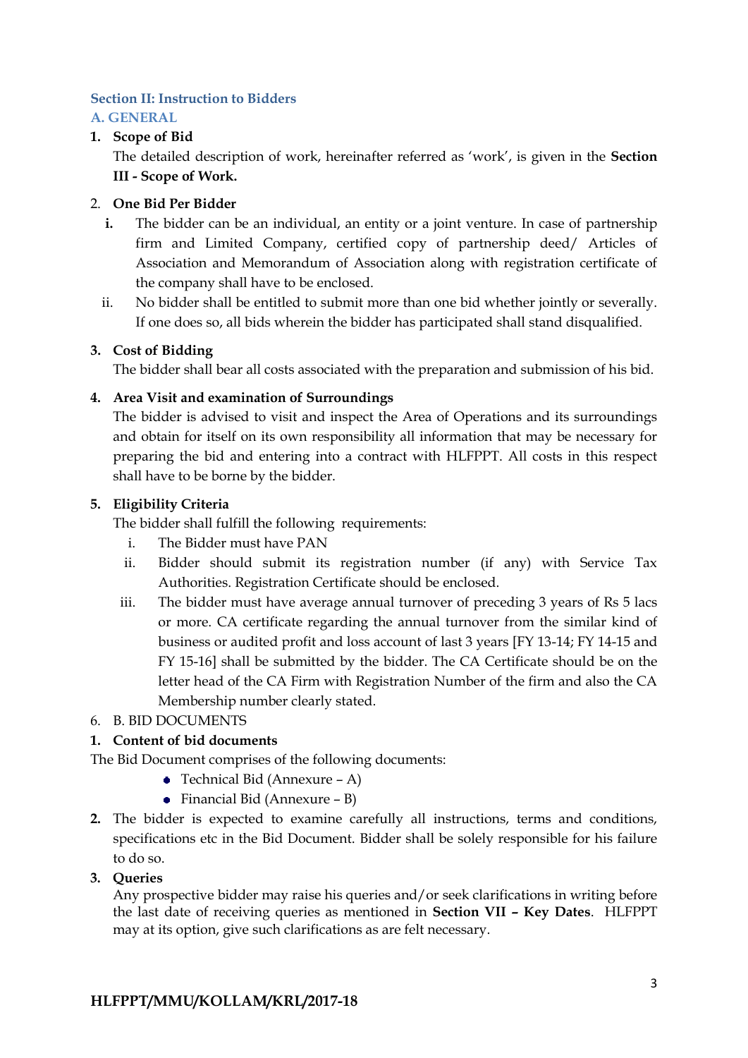## Section II: Instruction to Bidders

### A. GENERAL

1. **Scope of Bid**

   The detailed description of work, hereinafter referred as 'work', is given in the **Section III - Scope of Work.**

2. **One Bid Per Bidder**

   i. The bidder can be an individual, an entity or a joint venture. In case of partnership firm and Limited Company, certified copy of partnership deed/ Articles of Association and Memorandum of Association along with registration certificate of the company shall have to be enclosed.

   ii. No bidder shall be entitled to submit more than one bid whether jointly or severally. If one does so, all bids wherein the bidder has participated shall stand disqualified.

3. **Cost of Bidding**

   The bidder shall bear all costs associated with the preparation and submission of his bid.

4. **Area Visit and examination of Surroundings**

   The bidder is advised to visit and inspect the Area of Operations and its surroundings and obtain for itself on its own responsibility all information that may be necessary for preparing the bid and entering into a contract with HLFPPT. All costs in this respect shall have to be borne by the bidder.

5. **Eligibility Criteria**

   The bidder shall fulfill the following requirements:

   i. The Bidder must have PAN

   ii. Bidder should submit its registration number (if any) with Service Tax Authorities. Registration Certificate should be enclosed.

   iii. The bidder must have average annual turnover of preceding 3 years of Rs 5 lacs or more. CA certificate regarding the annual turnover from the similar kind of business or audited profit and loss account of last 3 years [FY 13-14; FY 14-15 and FY 15-16] shall be submitted by the bidder. The CA Certificate should be on the letter head of the CA Firm with Registration Number of the firm and also the CA Membership number clearly stated.

6. B. BID DOCUMENTS

1. **Content of bid documents**

The Bid Document comprises of the following documents:

- Technical Bid (Annexure – A)
- Financial Bid (Annexure – B)

2. The bidder is expected to examine carefully all instructions, terms and conditions, specifications etc in the Bid Document. Bidder shall be solely responsible for his failure to do so.

3. **Queries**

   Any prospective bidder may raise his queries and/or seek clarifications in writing before the last date of receiving queries as mentioned in **Section VII – Key Dates**. HLFPPT may at its option, give such clarifications as are felt necessary.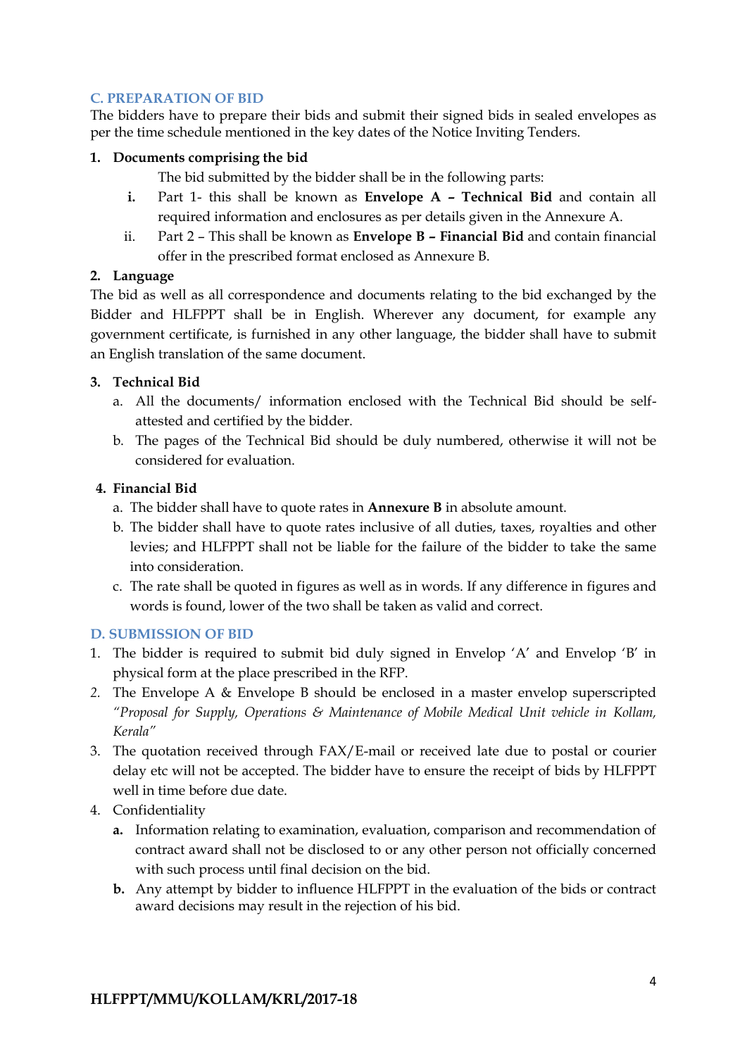## C. PREPARATION OF BID

The bidders have to prepare their bids and submit their signed bids in sealed envelopes as per the time schedule mentioned in the key dates of the Notice Inviting Tenders.

### 1. Documents comprising the bid

The bid submitted by the bidder shall be in the following parts:

- **i.** Part 1- this shall be known as **Envelope A – Technical Bid** and contain all required information and enclosures as per details given in the Annexure A.
- ii. Part 2 – This shall be known as **Envelope B – Financial Bid** and contain financial offer in the prescribed format enclosed as Annexure B.

### 2. Language

The bid as well as all correspondence and documents relating to the bid exchanged by the Bidder and HLFPPT shall be in English. Wherever any document, for example any government certificate, is furnished in any other language, the bidder shall have to submit an English translation of the same document.

### 3. Technical Bid

a. All the documents/ information enclosed with the Technical Bid should be self-attested and certified by the bidder.

b. The pages of the Technical Bid should be duly numbered, otherwise it will not be considered for evaluation.

### 4. Financial Bid

a. The bidder shall have to quote rates in **Annexure B** in absolute amount.

b. The bidder shall have to quote rates inclusive of all duties, taxes, royalties and other levies; and HLFPPT shall not be liable for the failure of the bidder to take the same into consideration.

c. The rate shall be quoted in figures as well as in words. If any difference in figures and words is found, lower of the two shall be taken as valid and correct.

## D. SUBMISSION OF BID

1. The bidder is required to submit bid duly signed in Envelop 'A' and Envelop 'B' in physical form at the place prescribed in the RFP.
2. The Envelope A & Envelope B should be enclosed in a master envelop superscripted *"Proposal for Supply, Operations & Maintenance of Mobile Medical Unit vehicle in Kollam, Kerala"*
3. The quotation received through FAX/E-mail or received late due to postal or courier delay etc will not be accepted. The bidder have to ensure the receipt of bids by HLFPPT well in time before due date.
4. Confidentiality
   - **a.** Information relating to examination, evaluation, comparison and recommendation of contract award shall not be disclosed to or any other person not officially concerned with such process until final decision on the bid.
   - **b.** Any attempt by bidder to influence HLFPPT in the evaluation of the bids or contract award decisions may result in the rejection of his bid.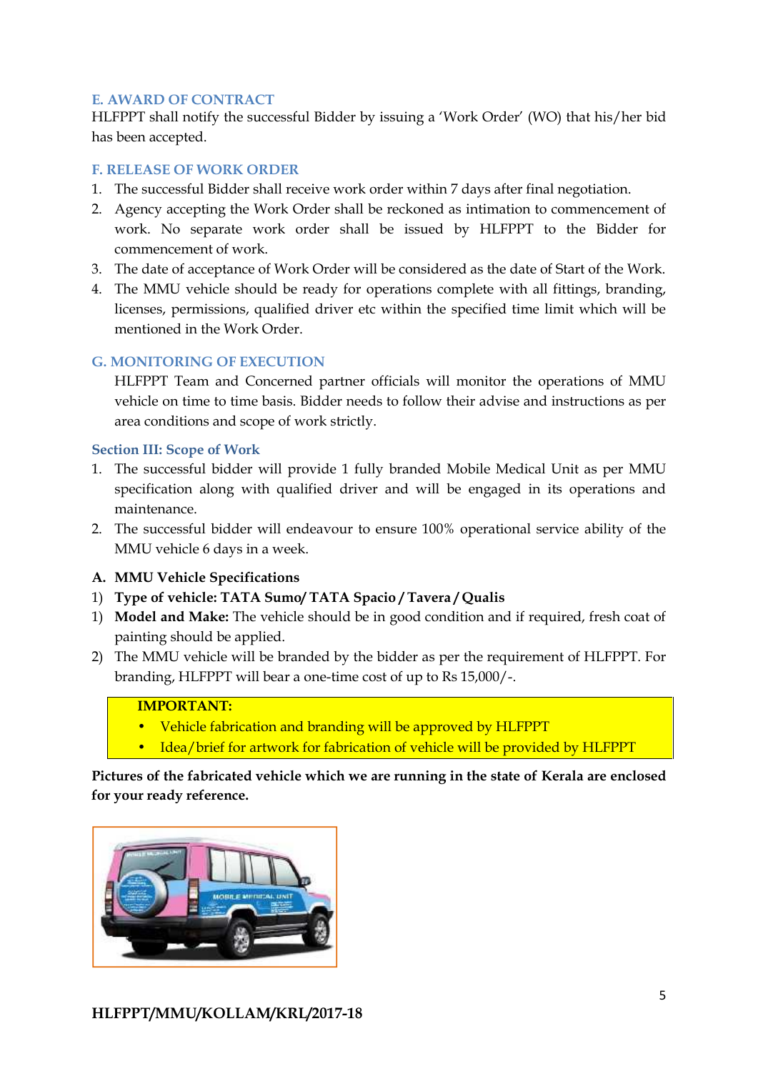## E. AWARD OF CONTRACT

HLFPPT shall notify the successful Bidder by issuing a 'Work Order' (WO) that his/her bid has been accepted.

## F. RELEASE OF WORK ORDER

1. The successful Bidder shall receive work order within 7 days after final negotiation.
2. Agency accepting the Work Order shall be reckoned as intimation to commencement of work. No separate work order shall be issued by HLFPPT to the Bidder for commencement of work.
3. The date of acceptance of Work Order will be considered as the date of Start of the Work.
4. The MMU vehicle should be ready for operations complete with all fittings, branding, licenses, permissions, qualified driver etc within the specified time limit which will be mentioned in the Work Order.

## G. MONITORING OF EXECUTION

HLFPPT Team and Concerned partner officials will monitor the operations of MMU vehicle on time to time basis. Bidder needs to follow their advise and instructions as per area conditions and scope of work strictly.

## Section III: Scope of Work

1. The successful bidder will provide 1 fully branded Mobile Medical Unit as per MMU specification along with qualified driver and will be engaged in its operations and maintenance.
2. The successful bidder will endeavour to ensure 100% operational service ability of the MMU vehicle 6 days in a week.

**A. MMU Vehicle Specifications**

1) **Type of vehicle: TATA Sumo/ TATA Spacio / Tavera / Qualis**

1) **Model and Make:** The vehicle should be in good condition and if required, fresh coat of painting should be applied.

2) The MMU vehicle will be branded by the bidder as per the requirement of HLFPPT. For branding, HLFPPT will bear a one-time cost of up to Rs 15,000/-.

> **IMPORTANT:**
> - Vehicle fabrication and branding will be approved by HLFPPT
> - Idea/brief for artwork for fabrication of vehicle will be provided by HLFPPT

**Pictures of the fabricated vehicle which we are running in the state of Kerala are enclosed for your ready reference.**

HLFPPT/MMU/KOLLAM/KRL/2017-18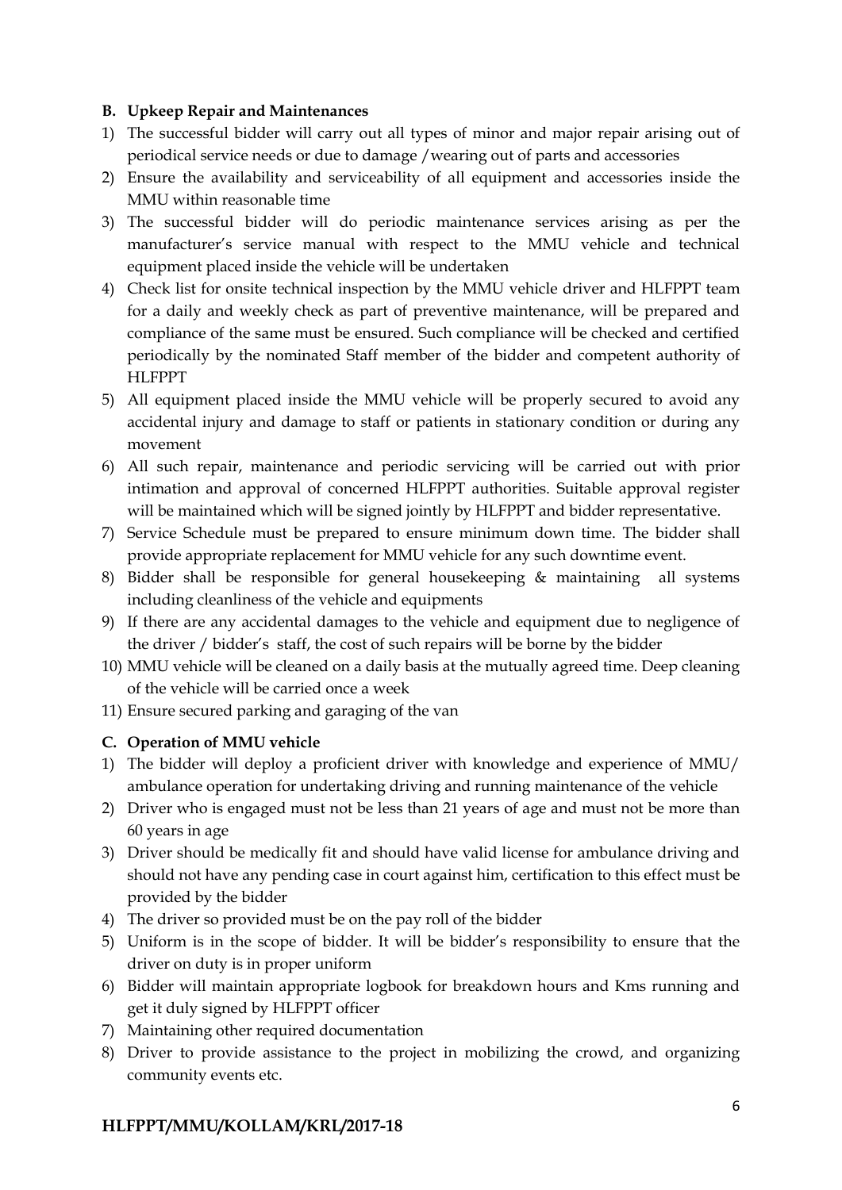**B. Upkeep Repair and Maintenances**

1) The successful bidder will carry out all types of minor and major repair arising out of periodical service needs or due to damage /wearing out of parts and accessories
2) Ensure the availability and serviceability of all equipment and accessories inside the MMU within reasonable time
3) The successful bidder will do periodic maintenance services arising as per the manufacturer's service manual with respect to the MMU vehicle and technical equipment placed inside the vehicle will be undertaken
4) Check list for onsite technical inspection by the MMU vehicle driver and HLFPPT team for a daily and weekly check as part of preventive maintenance, will be prepared and compliance of the same must be ensured. Such compliance will be checked and certified periodically by the nominated Staff member of the bidder and competent authority of HLFPPT
5) All equipment placed inside the MMU vehicle will be properly secured to avoid any accidental injury and damage to staff or patients in stationary condition or during any movement
6) All such repair, maintenance and periodic servicing will be carried out with prior intimation and approval of concerned HLFPPT authorities. Suitable approval register will be maintained which will be signed jointly by HLFPPT and bidder representative.
7) Service Schedule must be prepared to ensure minimum down time. The bidder shall provide appropriate replacement for MMU vehicle for any such downtime event.
8) Bidder shall be responsible for general housekeeping & maintaining all systems including cleanliness of the vehicle and equipments
9) If there are any accidental damages to the vehicle and equipment due to negligence of the driver / bidder's staff, the cost of such repairs will be borne by the bidder
10) MMU vehicle will be cleaned on a daily basis at the mutually agreed time. Deep cleaning of the vehicle will be carried once a week
11) Ensure secured parking and garaging of the van

**C. Operation of MMU vehicle**

1) The bidder will deploy a proficient driver with knowledge and experience of MMU/ ambulance operation for undertaking driving and running maintenance of the vehicle
2) Driver who is engaged must not be less than 21 years of age and must not be more than 60 years in age
3) Driver should be medically fit and should have valid license for ambulance driving and should not have any pending case in court against him, certification to this effect must be provided by the bidder
4) The driver so provided must be on the pay roll of the bidder
5) Uniform is in the scope of bidder. It will be bidder's responsibility to ensure that the driver on duty is in proper uniform
6) Bidder will maintain appropriate logbook for breakdown hours and Kms running and get it duly signed by HLFPPT officer
7) Maintaining other required documentation
8) Driver to provide assistance to the project in mobilizing the crowd, and organizing community events etc.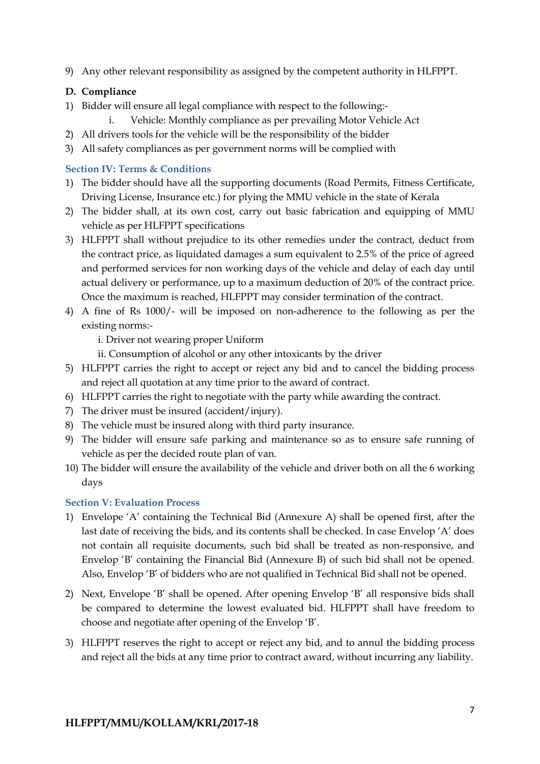9) Any other relevant responsibility as assigned by the competent authority in HLFPPT.

**D. Compliance**

1) Bidder will ensure all legal compliance with respect to the following:-
    i. Vehicle: Monthly compliance as per prevailing Motor Vehicle Act
2) All drivers tools for the vehicle will be the responsibility of the bidder
3) All safety compliances as per government norms will be complied with

### Section IV: Terms & Conditions

1) The bidder should have all the supporting documents (Road Permits, Fitness Certificate, Driving License, Insurance etc.) for plying the MMU vehicle in the state of Kerala
2) The bidder shall, at its own cost, carry out basic fabrication and equipping of MMU vehicle as per HLFPPT specifications
3) HLFPPT shall without prejudice to its other remedies under the contract, deduct from the contract price, as liquidated damages a sum equivalent to 2.5% of the price of agreed and performed services for non working days of the vehicle and delay of each day until actual delivery or performance, up to a maximum deduction of 20% of the contract price. Once the maximum is reached, HLFPPT may consider termination of the contract.
4) A fine of Rs 1000/- will be imposed on non-adherence to the following as per the existing norms:-
    i. Driver not wearing proper Uniform
    ii. Consumption of alcohol or any other intoxicants by the driver
5) HLFPPT carries the right to accept or reject any bid and to cancel the bidding process and reject all quotation at any time prior to the award of contract.
6) HLFPPT carries the right to negotiate with the party while awarding the contract.
7) The driver must be insured (accident/injury).
8) The vehicle must be insured along with third party insurance.
9) The bidder will ensure safe parking and maintenance so as to ensure safe running of vehicle as per the decided route plan of van.
10) The bidder will ensure the availability of the vehicle and driver both on all the 6 working days

### Section V: Evaluation Process

1) Envelope 'A' containing the Technical Bid (Annexure A) shall be opened first, after the last date of receiving the bids, and its contents shall be checked. In case Envelop 'A' does not contain all requisite documents, such bid shall be treated as non-responsive, and Envelop 'B' containing the Financial Bid (Annexure B) of such bid shall not be opened. Also, Envelop 'B' of bidders who are not qualified in Technical Bid shall not be opened.

2) Next, Envelope 'B' shall be opened. After opening Envelop 'B' all responsive bids shall be compared to determine the lowest evaluated bid. HLFPPT shall have freedom to choose and negotiate after opening of the Envelop 'B'.

3) HLFPPT reserves the right to accept or reject any bid, and to annul the bidding process and reject all the bids at any time prior to contract award, without incurring any liability.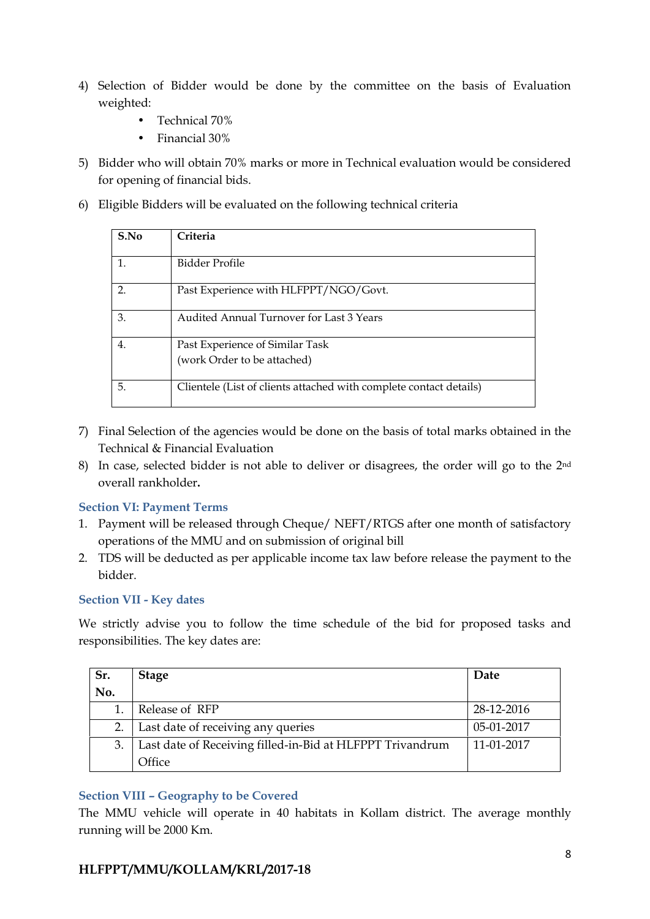4) Selection of Bidder would be done by the committee on the basis of Evaluation weighted:
    - Technical 70%
    - Financial 30%
5) Bidder who will obtain 70% marks or more in Technical evaluation would be considered for opening of financial bids.
6) Eligible Bidders will be evaluated on the following technical criteria

| S.No | Criteria |
|---|---|
| 1. | Bidder Profile |
| 2. | Past Experience with HLFPPT/NGO/Govt. |
| 3. | Audited Annual Turnover for Last 3 Years |
| 4. | Past Experience of Similar Task (work Order to be attached) |
| 5. | Clientele (List of clients attached with complete contact details) |

7) Final Selection of the agencies would be done on the basis of total marks obtained in the Technical & Financial Evaluation
8) In case, selected bidder is not able to deliver or disagrees, the order will go to the 2nd overall rankholder**.**

### Section VI: Payment Terms

1. Payment will be released through Cheque/ NEFT/RTGS after one month of satisfactory operations of the MMU and on submission of original bill
2. TDS will be deducted as per applicable income tax law before release the payment to the bidder.

### Section VII - Key dates

We strictly advise you to follow the time schedule of the bid for proposed tasks and responsibilities. The key dates are:

| Sr. No. | Stage | Date |
|---|---|---|
| 1. | Release of RFP | 28-12-2016 |
| 2. | Last date of receiving any queries | 05-01-2017 |
| 3. | Last date of Receiving filled-in-Bid at HLFPPT Trivandrum Office | 11-01-2017 |

### Section VIII – Geography to be Covered

The MMU vehicle will operate in 40 habitats in Kollam district. The average monthly running will be 2000 Km.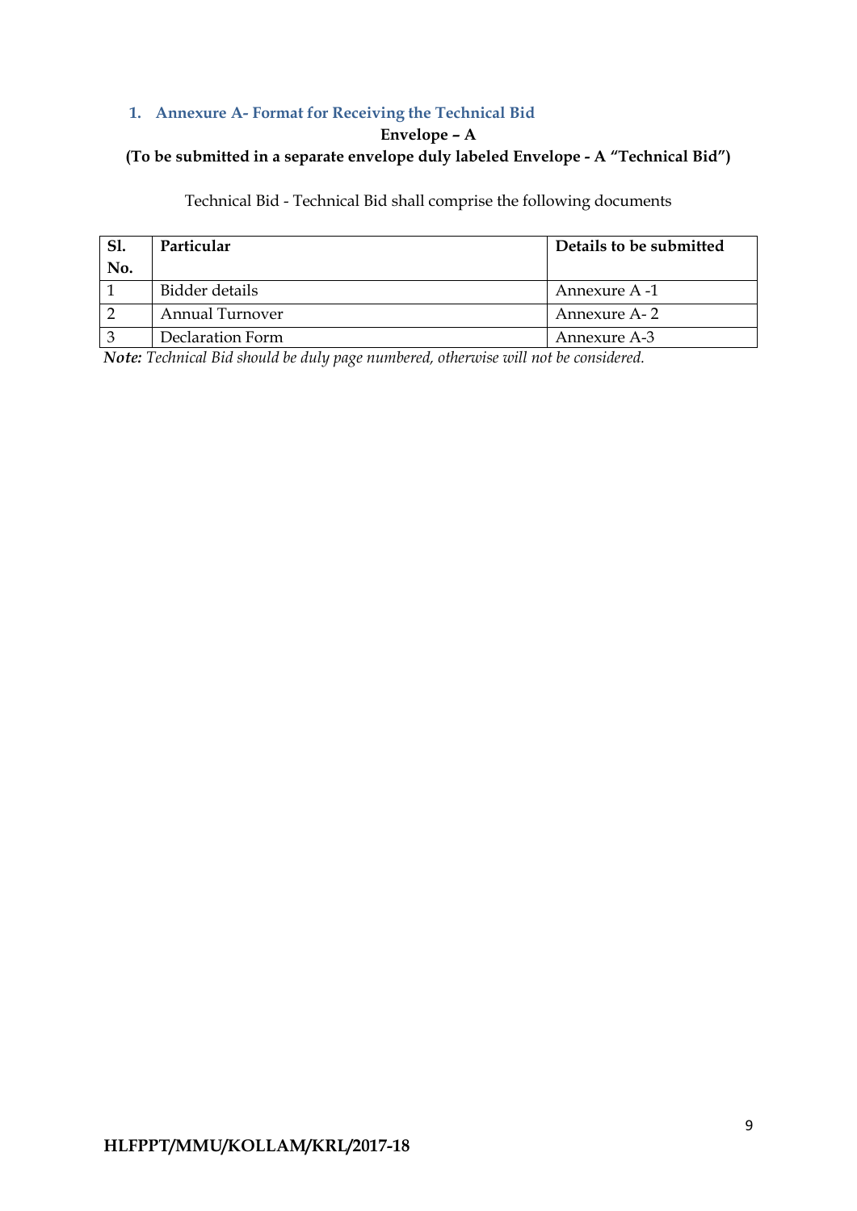## 1. Annexure A- Format for Receiving the Technical Bid

**Envelope – A**

**(To be submitted in a separate envelope duly labeled Envelope - A "Technical Bid")**

Technical Bid - Technical Bid shall comprise the following documents

| Sl. No. | Particular | Details to be submitted |
|---|---|---|
| 1 | Bidder details | Annexure A -1 |
| 2 | Annual Turnover | Annexure A- 2 |
| 3 | Declaration Form | Annexure A-3 |

***Note:*** *Technical Bid should be duly page numbered, otherwise will not be considered.*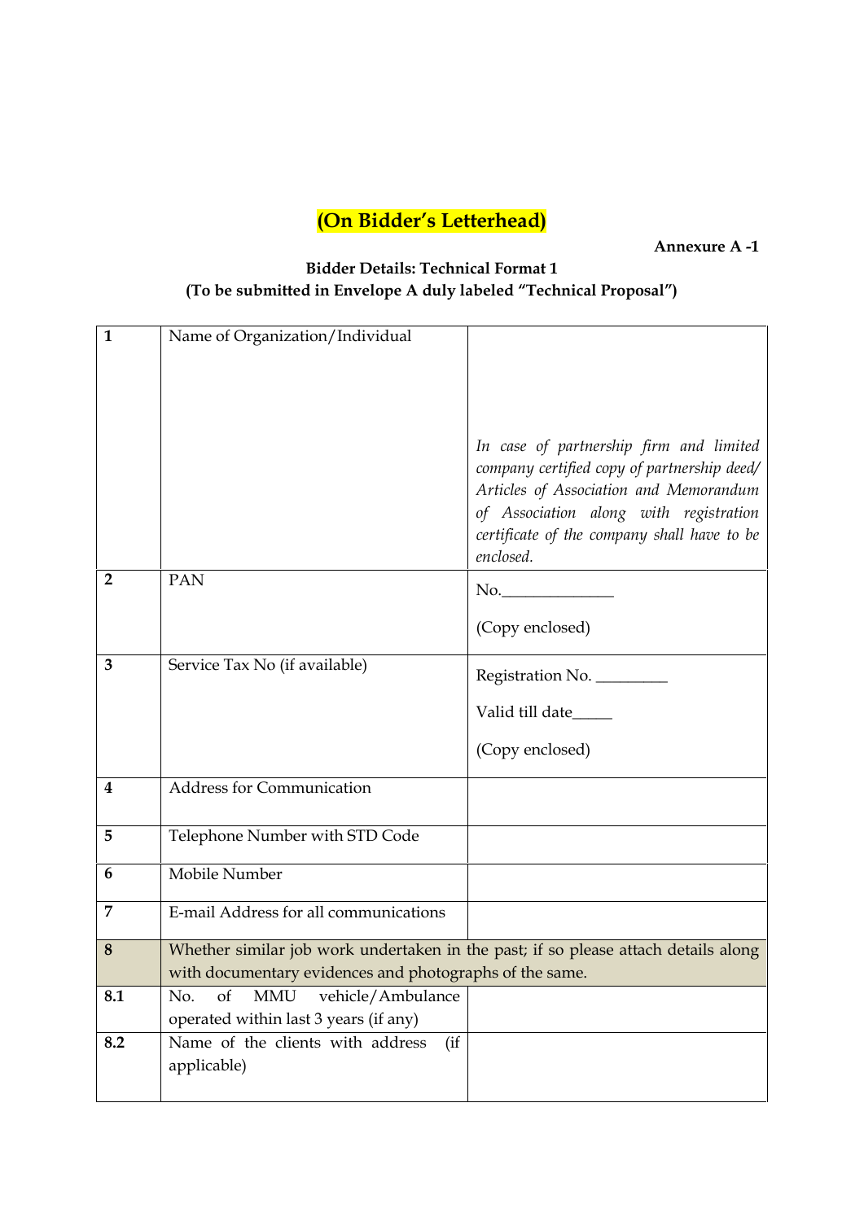**(On Bidder's Letterhead)**

**Annexure A -1**

**Bidder Details: Technical Format 1**
**(To be submitted in Envelope A duly labeled "Technical Proposal")**

| | | |
|---|---|---|
| **1** | Name of Organization/Individual | *In case of partnership firm and limited company certified copy of partnership deed/ Articles of Association and Memorandum of Association along with registration certificate of the company shall have to be enclosed.* |
| **2** | PAN | No.______________<br><br>(Copy enclosed) |
| **3** | Service Tax No (if available) | Registration No. _________<br><br>Valid till date_____<br><br>(Copy enclosed) |
| **4** | Address for Communication | |
| **5** | Telephone Number with STD Code | |
| **6** | Mobile Number | |
| **7** | E-mail Address for all communications | |
| **8** | Whether similar job work undertaken in the past; if so please attach details along with documentary evidences and photographs of the same. | |
| **8.1** | No. of MMU vehicle/Ambulance operated within last 3 years (if any) | |
| **8.2** | Name of the clients with address (if applicable) | |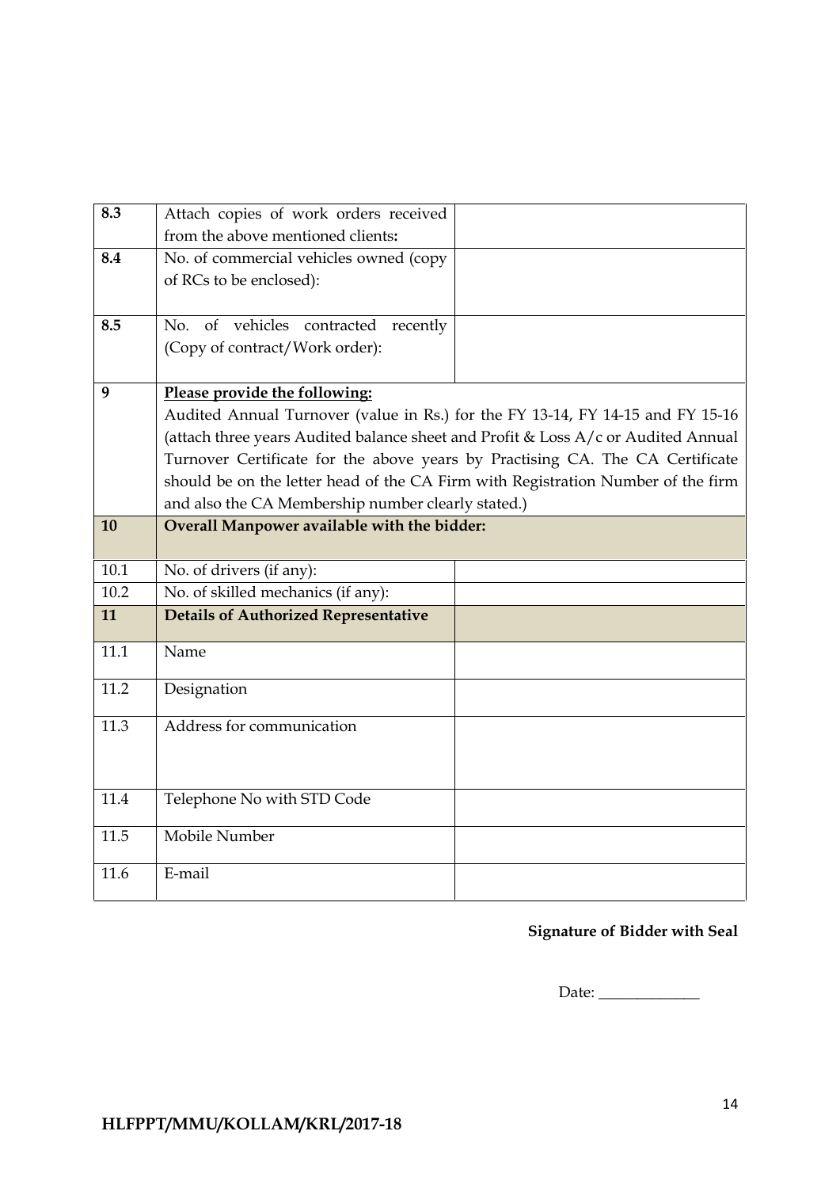| | | |
|---|---|---|
| **8.3** | Attach copies of work orders received from the above mentioned clients**:** | |
| **8.4** | No. of commercial vehicles owned (copy of RCs to be enclosed): | |
| **8.5** | No. of vehicles contracted recently (Copy of contract/Work order): | |
| **9** | **Please provide the following:** Audited Annual Turnover (value in Rs.) for the FY 13-14, FY 14-15 and FY 15-16 (attach three years Audited balance sheet and Profit & Loss A/c or Audited Annual Turnover Certificate for the above years by Practising CA. The CA Certificate should be on the letter head of the CA Firm with Registration Number of the firm and also the CA Membership number clearly stated.) | |
| **10** | **Overall Manpower available with the bidder:** | |
| 10.1 | No. of drivers (if any): | |
| 10.2 | No. of skilled mechanics (if any): | |
| **11** | **Details of Authorized Representative** | |
| 11.1 | Name | |
| 11.2 | Designation | |
| 11.3 | Address for communication | |
| 11.4 | Telephone No with STD Code | |
| 11.5 | Mobile Number | |
| 11.6 | E-mail | |

**Signature of Bidder with Seal**

Date: _____________

**HLFPPT/MMU/KOLLAM/KRL/2017-18**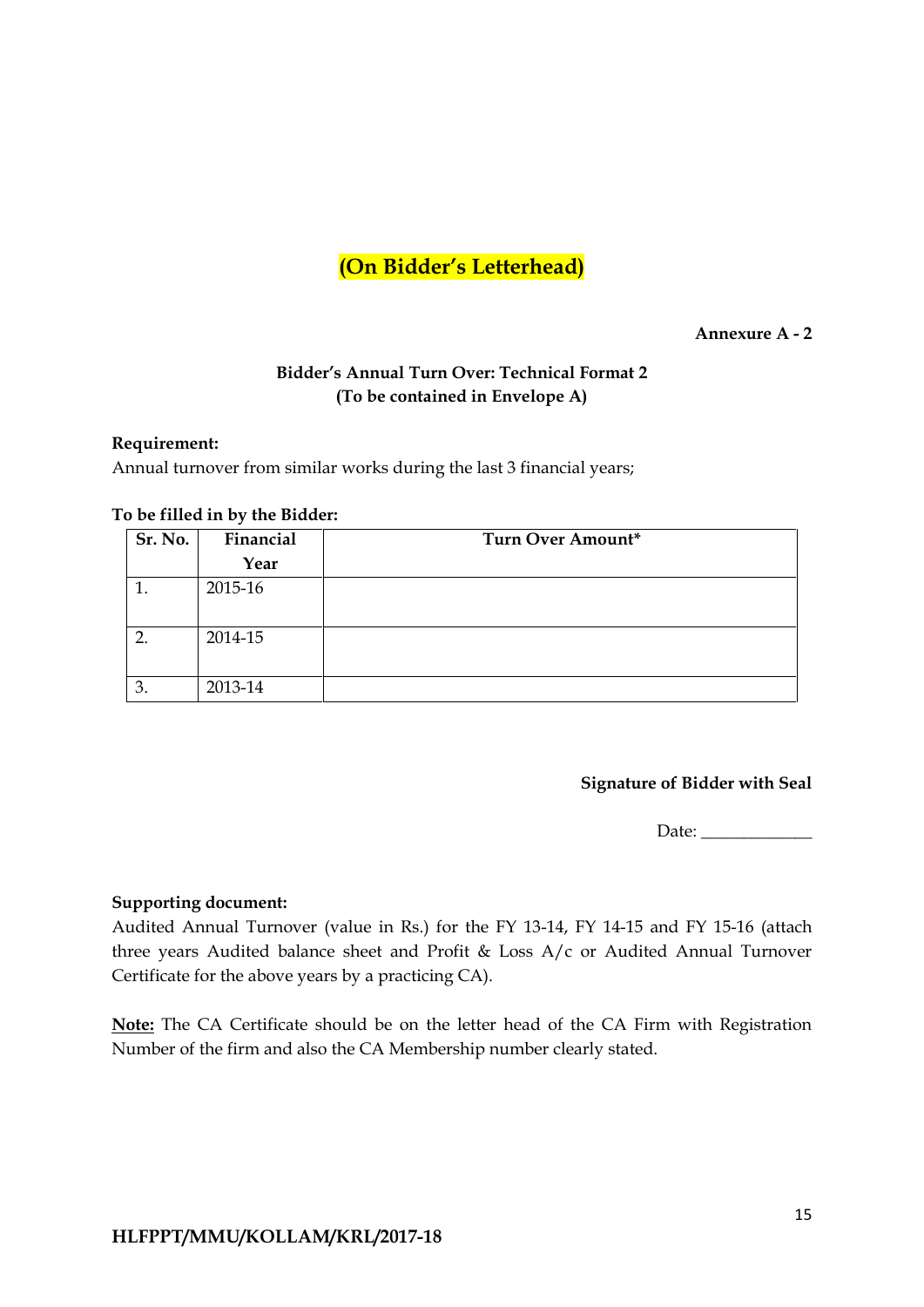**(On Bidder's Letterhead)**

**Annexure A - 2**

**Bidder's Annual Turn Over: Technical Format 2**
**(To be contained in Envelope A)**

**Requirement:**
Annual turnover from similar works during the last 3 financial years;

**To be filled in by the Bidder:**

| Sr. No. | Financial Year | Turn Over Amount* |
|---|---|---|
| 1. | 2015-16 | |
| 2. | 2014-15 | |
| 3. | 2013-14 | |

**Signature of Bidder with Seal**

Date: _____________

**Supporting document:**
Audited Annual Turnover (value in Rs.) for the FY 13-14, FY 14-15 and FY 15-16 (attach three years Audited balance sheet and Profit & Loss A/c or Audited Annual Turnover Certificate for the above years by a practicing CA).

**Note:** The CA Certificate should be on the letter head of the CA Firm with Registration Number of the firm and also the CA Membership number clearly stated.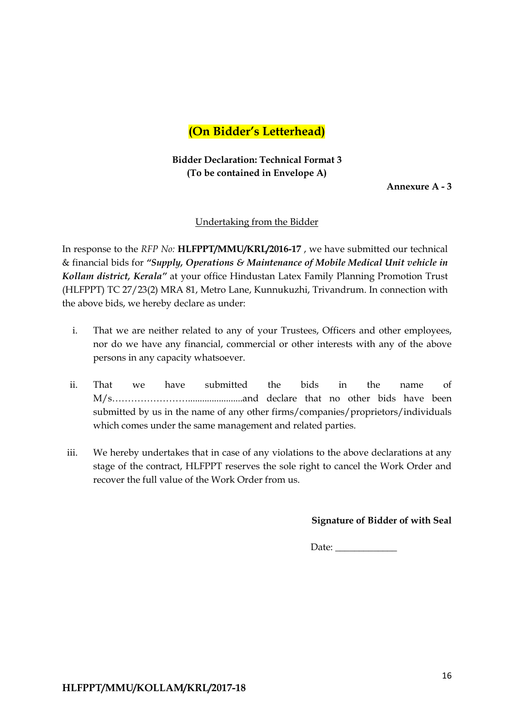**(On Bidder's Letterhead)**

**Bidder Declaration: Technical Format 3**
**(To be contained in Envelope A)**

**Annexure A - 3**

Undertaking from the Bidder

In response to the *RFP No:* **HLFPPT/MMU/KRL/2016-17** , we have submitted our technical & financial bids for ***"Supply, Operations & Maintenance of Mobile Medical Unit vehicle in Kollam district, Kerala"*** at your office Hindustan Latex Family Planning Promotion Trust (HLFPPT) TC 27/23(2) MRA 81, Metro Lane, Kunnukuzhi, Trivandrum. In connection with the above bids, we hereby declare as under:

i. That we are neither related to any of your Trustees, Officers and other employees, nor do we have any financial, commercial or other interests with any of the above persons in any capacity whatsoever.

ii. That we have submitted the bids in the name of M/s………………………......................and declare that no other bids have been submitted by us in the name of any other firms/companies/proprietors/individuals which comes under the same management and related parties.

iii. We hereby undertakes that in case of any violations to the above declarations at any stage of the contract, HLFPPT reserves the sole right to cancel the Work Order and recover the full value of the Work Order from us.

**Signature of Bidder of with Seal**

Date: _____________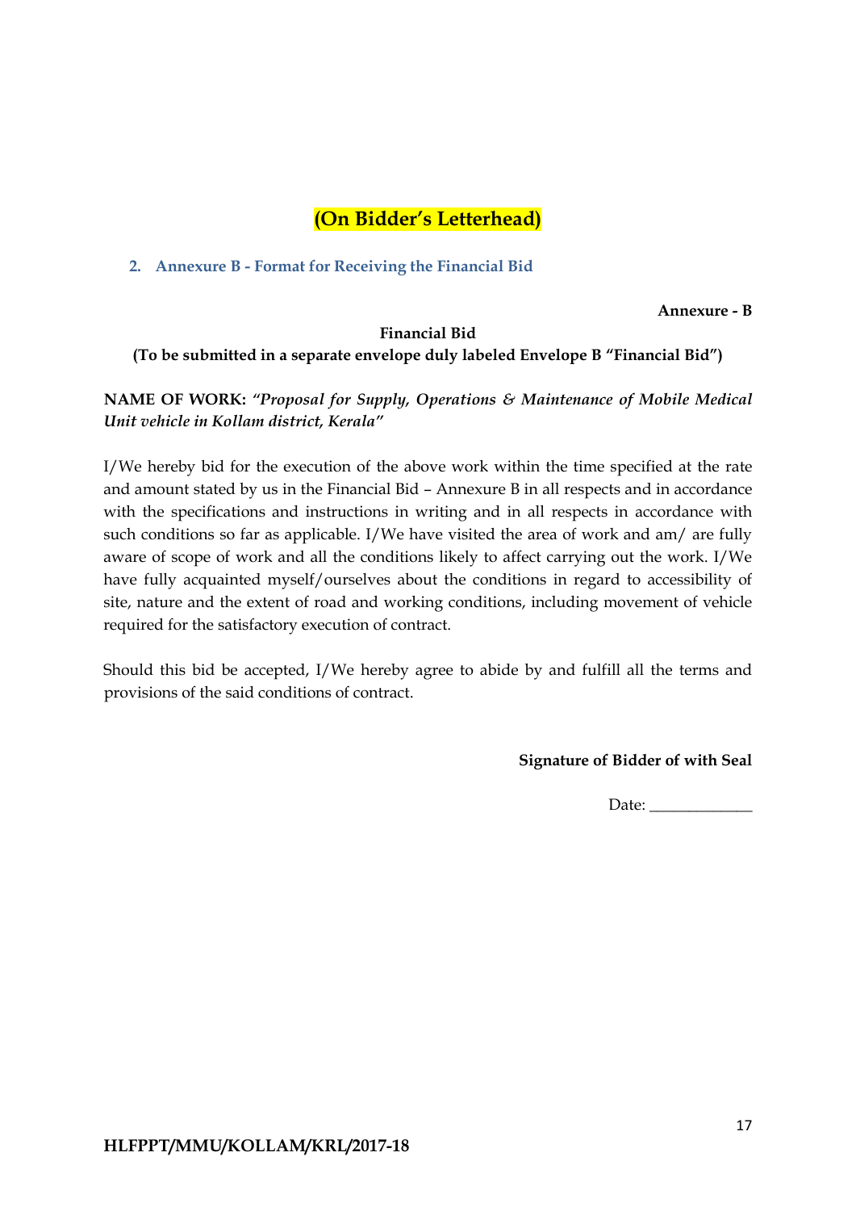**(On Bidder's Letterhead)**

### 2. Annexure B - Format for Receiving the Financial Bid

**Annexure - B**

**Financial Bid**

**(To be submitted in a separate envelope duly labeled Envelope B "Financial Bid")**

**NAME OF WORK:** ***"Proposal for Supply, Operations & Maintenance of Mobile Medical Unit vehicle in Kollam district, Kerala"***

I/We hereby bid for the execution of the above work within the time specified at the rate and amount stated by us in the Financial Bid – Annexure B in all respects and in accordance with the specifications and instructions in writing and in all respects in accordance with such conditions so far as applicable. I/We have visited the area of work and am/ are fully aware of scope of work and all the conditions likely to affect carrying out the work. I/We have fully acquainted myself/ourselves about the conditions in regard to accessibility of site, nature and the extent of road and working conditions, including movement of vehicle required for the satisfactory execution of contract.

Should this bid be accepted, I/We hereby agree to abide by and fulfill all the terms and provisions of the said conditions of contract.

**Signature of Bidder of with Seal**

Date: _____________

**HLFPPT/MMU/KOLLAM/KRL/2017-18**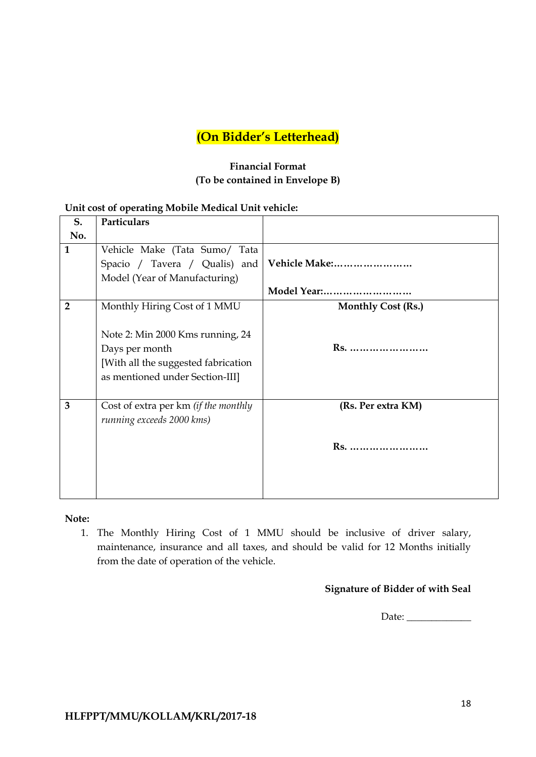**(On Bidder's Letterhead)**

**Financial Format**
**(To be contained in Envelope B)**

**Unit cost of operating Mobile Medical Unit vehicle:**

| S. No. | Particulars | |
|---|---|---|
| 1 | Vehicle Make (Tata Sumo/ Tata Spacio / Tavera / Qualis) and Model (Year of Manufacturing) | **Vehicle Make:……………………** <br> **Model Year:………………………** |
| 2 | Monthly Hiring Cost of 1 MMU <br> Note 2: Min 2000 Kms running, 24 Days per month [With all the suggested fabrication as mentioned under Section-III] | **Monthly Cost (Rs.)** <br> **Rs. ……………………** |
| 3 | Cost of extra per km *(if the monthly running exceeds 2000 kms)* | **(Rs. Per extra KM)** <br> **Rs. ……………………** |

**Note:**

1. The Monthly Hiring Cost of 1 MMU should be inclusive of driver salary, maintenance, insurance and all taxes, and should be valid for 12 Months initially from the date of operation of the vehicle.

**Signature of Bidder of with Seal**

Date: _____________

**HLFPPT/MMU/KOLLAM/KRL/2017-18**